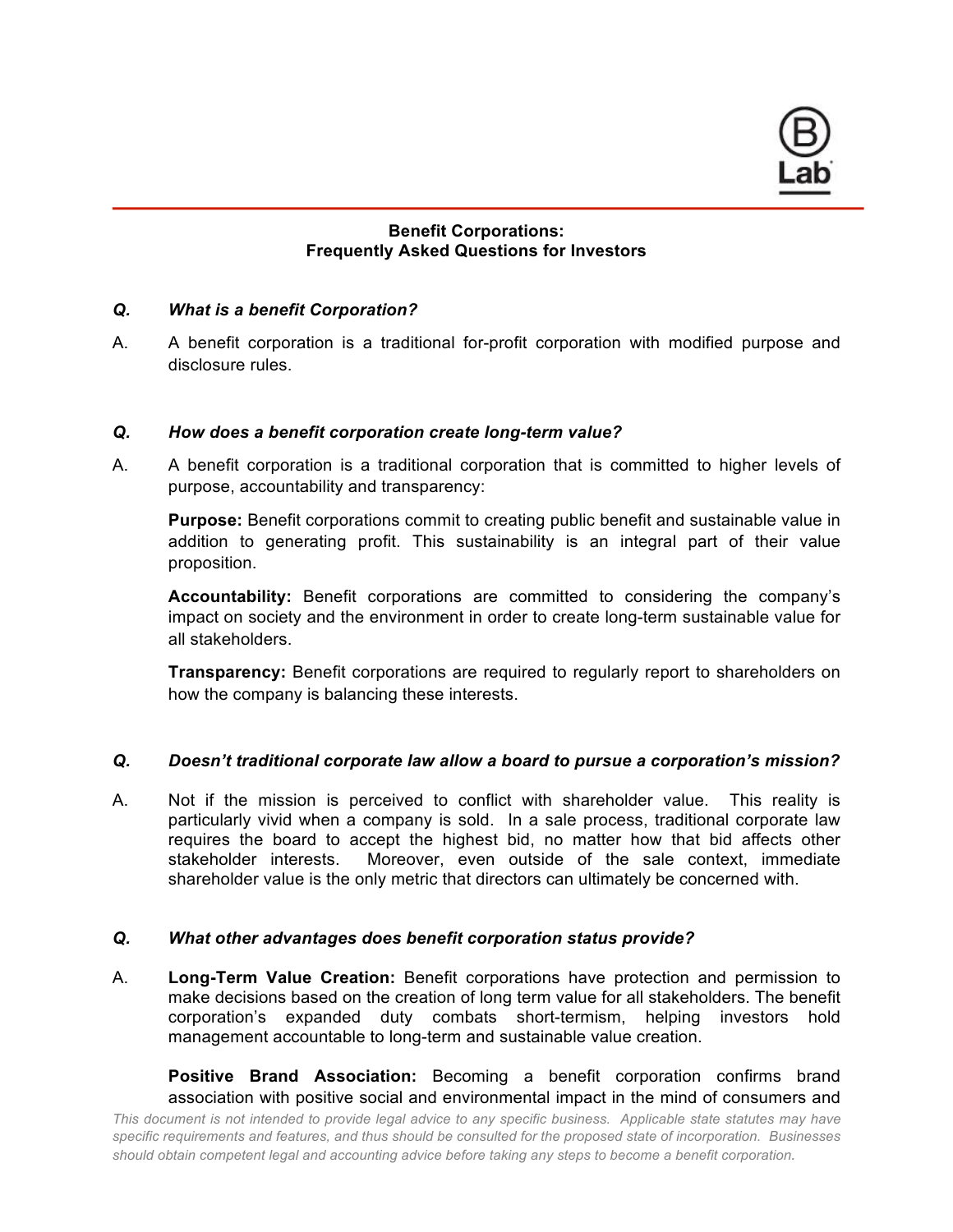# Benefit Corporations: Frequently Asked Questions for Investors

***Q. What is a benefit Corporation?***

A. A benefit corporation is a traditional for-profit corporation with modified purpose and disclosure rules.

***Q. How does a benefit corporation create long-term value?***

A. A benefit corporation is a traditional corporation that is committed to higher levels of purpose, accountability and transparency:

**Purpose:** Benefit corporations commit to creating public benefit and sustainable value in addition to generating profit. This sustainability is an integral part of their value proposition.

**Accountability:** Benefit corporations are committed to considering the company's impact on society and the environment in order to create long-term sustainable value for all stakeholders.

**Transparency:** Benefit corporations are required to regularly report to shareholders on how the company is balancing these interests.

***Q. Doesn't traditional corporate law allow a board to pursue a corporation's mission?***

A. Not if the mission is perceived to conflict with shareholder value. This reality is particularly vivid when a company is sold. In a sale process, traditional corporate law requires the board to accept the highest bid, no matter how that bid affects other stakeholder interests. Moreover, even outside of the sale context, immediate shareholder value is the only metric that directors can ultimately be concerned with.

***Q. What other advantages does benefit corporation status provide?***

A. **Long-Term Value Creation:** Benefit corporations have protection and permission to make decisions based on the creation of long term value for all stakeholders. The benefit corporation's expanded duty combats short-termism, helping investors hold management accountable to long-term and sustainable value creation.

**Positive Brand Association:** Becoming a benefit corporation confirms brand association with positive social and environmental impact in the mind of consumers and

*This document is not intended to provide legal advice to any specific business. Applicable state statutes may have specific requirements and features, and thus should be consulted for the proposed state of incorporation. Businesses should obtain competent legal and accounting advice before taking any steps to become a benefit corporation.*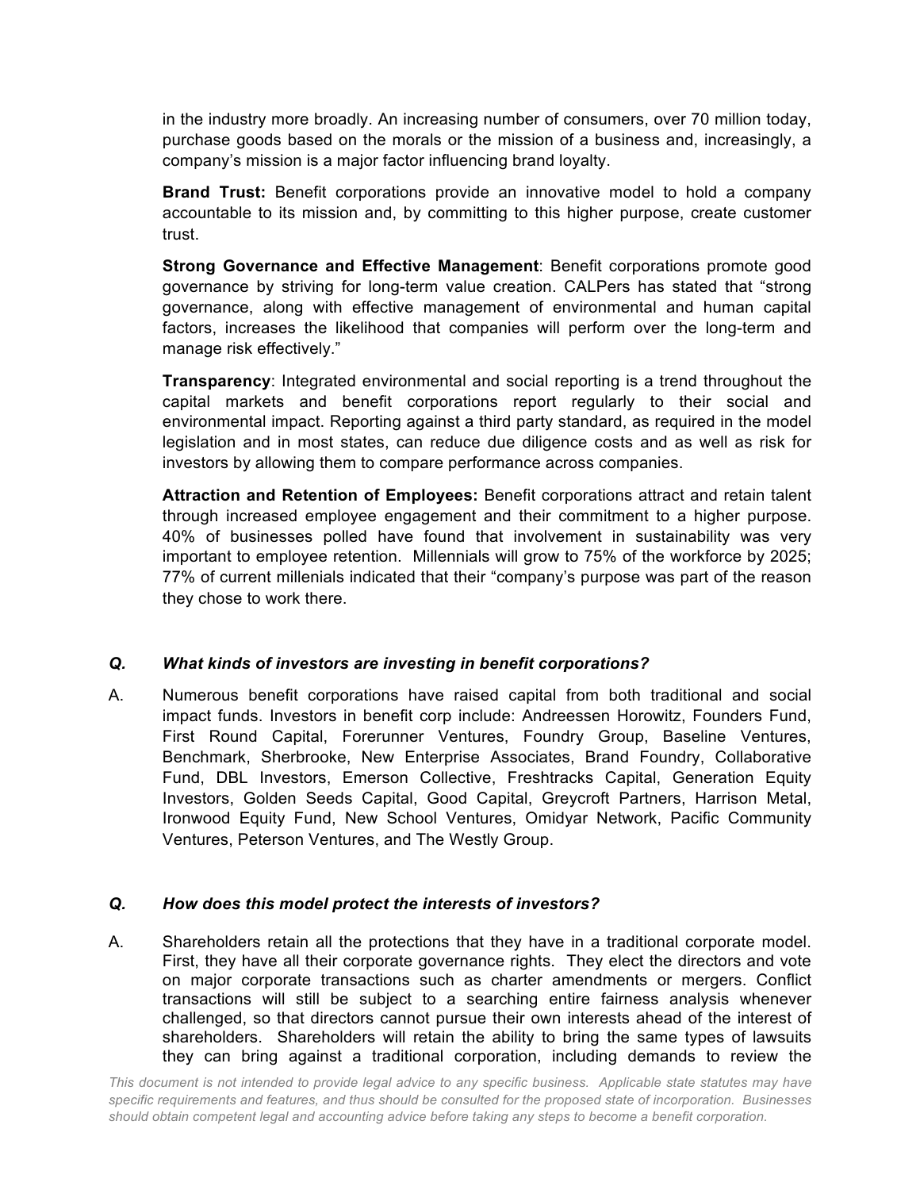in the industry more broadly. An increasing number of consumers, over 70 million today, purchase goods based on the morals or the mission of a business and, increasingly, a company's mission is a major factor influencing brand loyalty.

**Brand Trust:** Benefit corporations provide an innovative model to hold a company accountable to its mission and, by committing to this higher purpose, create customer trust.

**Strong Governance and Effective Management**: Benefit corporations promote good governance by striving for long-term value creation. CALPers has stated that "strong governance, along with effective management of environmental and human capital factors, increases the likelihood that companies will perform over the long-term and manage risk effectively."

**Transparency**: Integrated environmental and social reporting is a trend throughout the capital markets and benefit corporations report regularly to their social and environmental impact. Reporting against a third party standard, as required in the model legislation and in most states, can reduce due diligence costs and as well as risk for investors by allowing them to compare performance across companies.

**Attraction and Retention of Employees:** Benefit corporations attract and retain talent through increased employee engagement and their commitment to a higher purpose. 40% of businesses polled have found that involvement in sustainability was very important to employee retention. Millennials will grow to 75% of the workforce by 2025; 77% of current millenials indicated that their "company's purpose was part of the reason they chose to work there.

***Q. What kinds of investors are investing in benefit corporations?***

A. Numerous benefit corporations have raised capital from both traditional and social impact funds. Investors in benefit corp include: Andreessen Horowitz, Founders Fund, First Round Capital, Forerunner Ventures, Foundry Group, Baseline Ventures, Benchmark, Sherbrooke, New Enterprise Associates, Brand Foundry, Collaborative Fund, DBL Investors, Emerson Collective, Freshtracks Capital, Generation Equity Investors, Golden Seeds Capital, Good Capital, Greycroft Partners, Harrison Metal, Ironwood Equity Fund, New School Ventures, Omidyar Network, Pacific Community Ventures, Peterson Ventures, and The Westly Group.

***Q. How does this model protect the interests of investors?***

A. Shareholders retain all the protections that they have in a traditional corporate model. First, they have all their corporate governance rights. They elect the directors and vote on major corporate transactions such as charter amendments or mergers. Conflict transactions will still be subject to a searching entire fairness analysis whenever challenged, so that directors cannot pursue their own interests ahead of the interest of shareholders. Shareholders will retain the ability to bring the same types of lawsuits they can bring against a traditional corporation, including demands to review the

*This document is not intended to provide legal advice to any specific business. Applicable state statutes may have specific requirements and features, and thus should be consulted for the proposed state of incorporation. Businesses should obtain competent legal and accounting advice before taking any steps to become a benefit corporation.*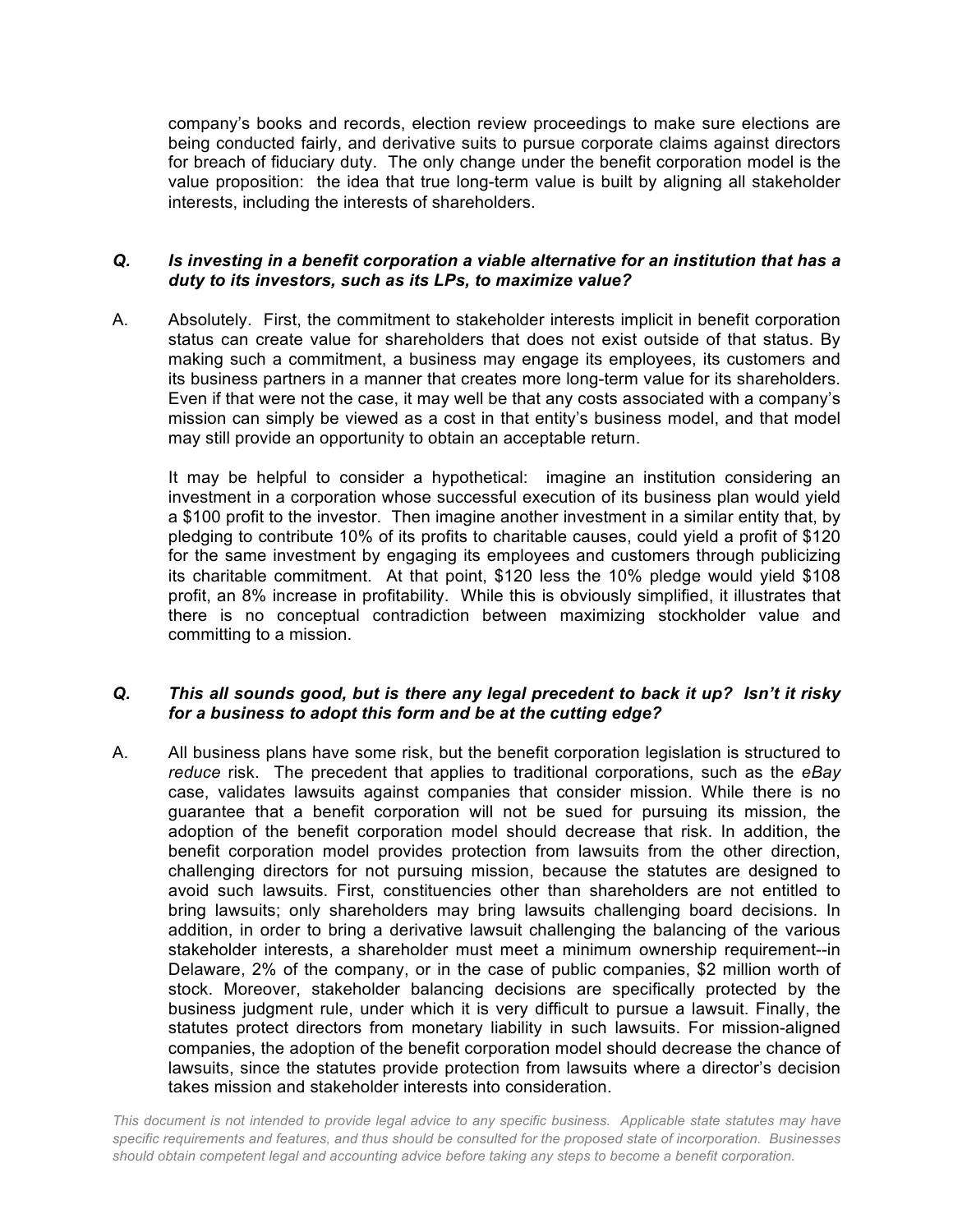company's books and records, election review proceedings to make sure elections are being conducted fairly, and derivative suits to pursue corporate claims against directors for breach of fiduciary duty. The only change under the benefit corporation model is the value proposition: the idea that true long-term value is built by aligning all stakeholder interests, including the interests of shareholders.

***Q. Is investing in a benefit corporation a viable alternative for an institution that has a duty to its investors, such as its LPs, to maximize value?***

A. Absolutely. First, the commitment to stakeholder interests implicit in benefit corporation status can create value for shareholders that does not exist outside of that status. By making such a commitment, a business may engage its employees, its customers and its business partners in a manner that creates more long-term value for its shareholders. Even if that were not the case, it may well be that any costs associated with a company's mission can simply be viewed as a cost in that entity's business model, and that model may still provide an opportunity to obtain an acceptable return.

It may be helpful to consider a hypothetical: imagine an institution considering an investment in a corporation whose successful execution of its business plan would yield a $100 profit to the investor. Then imagine another investment in a similar entity that, by pledging to contribute 10% of its profits to charitable causes, could yield a profit of $120 for the same investment by engaging its employees and customers through publicizing its charitable commitment. At that point, $120 less the 10% pledge would yield $108 profit, an 8% increase in profitability. While this is obviously simplified, it illustrates that there is no conceptual contradiction between maximizing stockholder value and committing to a mission.

***Q. This all sounds good, but is there any legal precedent to back it up? Isn't it risky for a business to adopt this form and be at the cutting edge?***

A. All business plans have some risk, but the benefit corporation legislation is structured to *reduce* risk. The precedent that applies to traditional corporations, such as the *eBay* case, validates lawsuits against companies that consider mission. While there is no guarantee that a benefit corporation will not be sued for pursuing its mission, the adoption of the benefit corporation model should decrease that risk. In addition, the benefit corporation model provides protection from lawsuits from the other direction, challenging directors for not pursuing mission, because the statutes are designed to avoid such lawsuits. First, constituencies other than shareholders are not entitled to bring lawsuits; only shareholders may bring lawsuits challenging board decisions. In addition, in order to bring a derivative lawsuit challenging the balancing of the various stakeholder interests, a shareholder must meet a minimum ownership requirement--in Delaware, 2% of the company, or in the case of public companies, $2 million worth of stock. Moreover, stakeholder balancing decisions are specifically protected by the business judgment rule, under which it is very difficult to pursue a lawsuit. Finally, the statutes protect directors from monetary liability in such lawsuits. For mission-aligned companies, the adoption of the benefit corporation model should decrease the chance of lawsuits, since the statutes provide protection from lawsuits where a director's decision takes mission and stakeholder interests into consideration.

*This document is not intended to provide legal advice to any specific business. Applicable state statutes may have specific requirements and features, and thus should be consulted for the proposed state of incorporation. Businesses should obtain competent legal and accounting advice before taking any steps to become a benefit corporation.*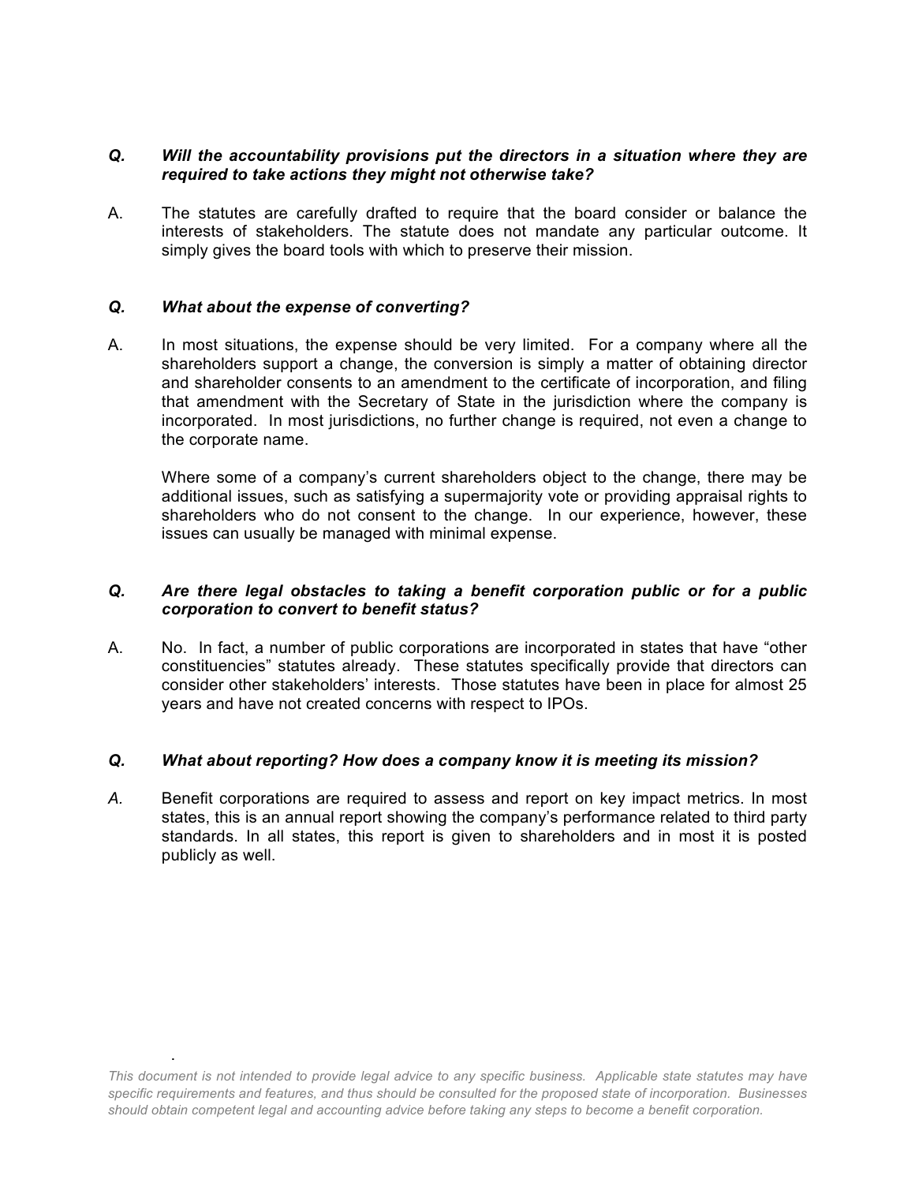***Q. Will the accountability provisions put the directors in a situation where they are required to take actions they might not otherwise take?***

A. The statutes are carefully drafted to require that the board consider or balance the interests of stakeholders. The statute does not mandate any particular outcome. It simply gives the board tools with which to preserve their mission.

***Q. What about the expense of converting?***

A. In most situations, the expense should be very limited. For a company where all the shareholders support a change, the conversion is simply a matter of obtaining director and shareholder consents to an amendment to the certificate of incorporation, and filing that amendment with the Secretary of State in the jurisdiction where the company is incorporated. In most jurisdictions, no further change is required, not even a change to the corporate name.

Where some of a company's current shareholders object to the change, there may be additional issues, such as satisfying a supermajority vote or providing appraisal rights to shareholders who do not consent to the change. In our experience, however, these issues can usually be managed with minimal expense.

***Q. Are there legal obstacles to taking a benefit corporation public or for a public corporation to convert to benefit status?***

A. No. In fact, a number of public corporations are incorporated in states that have "other constituencies" statutes already. These statutes specifically provide that directors can consider other stakeholders' interests. Those statutes have been in place for almost 25 years and have not created concerns with respect to IPOs.

***Q. What about reporting? How does a company know it is meeting its mission?***

*A.* Benefit corporations are required to assess and report on key impact metrics. In most states, this is an annual report showing the company's performance related to third party standards. In all states, this report is given to shareholders and in most it is posted publicly as well.

*This document is not intended to provide legal advice to any specific business. Applicable state statutes may have specific requirements and features, and thus should be consulted for the proposed state of incorporation. Businesses should obtain competent legal and accounting advice before taking any steps to become a benefit corporation.*